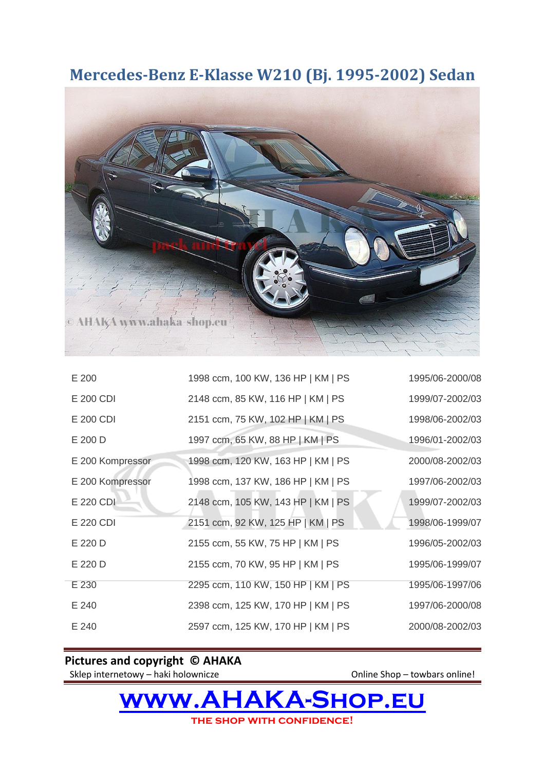# Mercedes-Benz E-Klasse W210 (Bj. 1995-2002) Sedan

| | | |
|---|---|---|
| E 200 | 1998 ccm, 100 KW, 136 HP \| KM \| PS | 1995/06-2000/08 |
| E 200 CDI | 2148 ccm, 85 KW, 116 HP \| KM \| PS | 1999/07-2002/03 |
| E 200 CDI | 2151 ccm, 75 KW, 102 HP \| KM \| PS | 1998/06-2002/03 |
| E 200 D | 1997 ccm, 65 KW, 88 HP \| KM \| PS | 1996/01-2002/03 |
| E 200 Kompressor | 1998 ccm, 120 KW, 163 HP \| KM \| PS | 2000/08-2002/03 |
| E 200 Kompressor | 1998 ccm, 137 KW, 186 HP \| KM \| PS | 1997/06-2002/03 |
| E 220 CDI | 2148 ccm, 105 KW, 143 HP \| KM \| PS | 1999/07-2002/03 |
| E 220 CDI | 2151 ccm, 92 KW, 125 HP \| KM \| PS | 1998/06-1999/07 |
| E 220 D | 2155 ccm, 55 KW, 75 HP \| KM \| PS | 1996/05-2002/03 |
| E 220 D | 2155 ccm, 70 KW, 95 HP \| KM \| PS | 1995/06-1999/07 |
| E 230 | 2295 ccm, 110 KW, 150 HP \| KM \| PS | 1995/06-1997/06 |
| E 240 | 2398 ccm, 125 KW, 170 HP \| KM \| PS | 1997/06-2000/08 |
| E 240 | 2597 ccm, 125 KW, 170 HP \| KM \| PS | 2000/08-2002/03 |

**Pictures and copyright © AHAKA**

Sklep internetowy – haki holownicze

Online Shop – towbars online!

**www.AHAKA-Shop.eu**

THE SHOP WITH CONFIDENCE!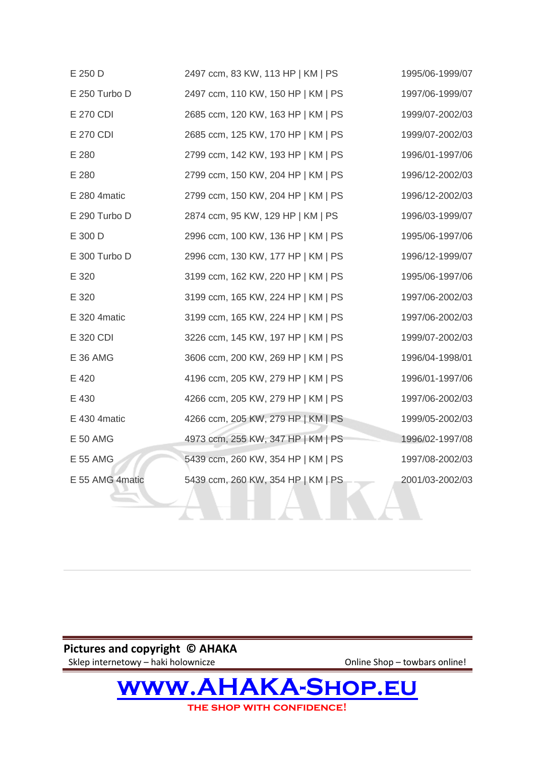| | | |
|---|---|---|
| E 250 D | 2497 ccm, 83 KW, 113 HP \| KM \| PS | 1995/06-1999/07 |
| E 250 Turbo D | 2497 ccm, 110 KW, 150 HP \| KM \| PS | 1997/06-1999/07 |
| E 270 CDI | 2685 ccm, 120 KW, 163 HP \| KM \| PS | 1999/07-2002/03 |
| E 270 CDI | 2685 ccm, 125 KW, 170 HP \| KM \| PS | 1999/07-2002/03 |
| E 280 | 2799 ccm, 142 KW, 193 HP \| KM \| PS | 1996/01-1997/06 |
| E 280 | 2799 ccm, 150 KW, 204 HP \| KM \| PS | 1996/12-2002/03 |
| E 280 4matic | 2799 ccm, 150 KW, 204 HP \| KM \| PS | 1996/12-2002/03 |
| E 290 Turbo D | 2874 ccm, 95 KW, 129 HP \| KM \| PS | 1996/03-1999/07 |
| E 300 D | 2996 ccm, 100 KW, 136 HP \| KM \| PS | 1995/06-1997/06 |
| E 300 Turbo D | 2996 ccm, 130 KW, 177 HP \| KM \| PS | 1996/12-1999/07 |
| E 320 | 3199 ccm, 162 KW, 220 HP \| KM \| PS | 1995/06-1997/06 |
| E 320 | 3199 ccm, 165 KW, 224 HP \| KM \| PS | 1997/06-2002/03 |
| E 320 4matic | 3199 ccm, 165 KW, 224 HP \| KM \| PS | 1997/06-2002/03 |
| E 320 CDI | 3226 ccm, 145 KW, 197 HP \| KM \| PS | 1999/07-2002/03 |
| E 36 AMG | 3606 ccm, 200 KW, 269 HP \| KM \| PS | 1996/04-1998/01 |
| E 420 | 4196 ccm, 205 KW, 279 HP \| KM \| PS | 1996/01-1997/06 |
| E 430 | 4266 ccm, 205 KW, 279 HP \| KM \| PS | 1997/06-2002/03 |
| E 430 4matic | 4266 ccm, 205 KW, 279 HP \| KM \| PS | 1999/05-2002/03 |
| E 50 AMG | 4973 ccm, 255 KW, 347 HP \| KM \| PS | 1996/02-1997/08 |
| E 55 AMG | 5439 ccm, 260 KW, 354 HP \| KM \| PS | 1997/08-2002/03 |
| E 55 AMG 4matic | 5439 ccm, 260 KW, 354 HP \| KM \| PS | 2001/03-2002/03 |

**Pictures and copyright © AHAKA**

Sklep internetowy – haki holownicze

Online Shop – towbars online!

**WWW.AHAKA-SHOP.EU**

THE SHOP WITH CONFIDENCE!